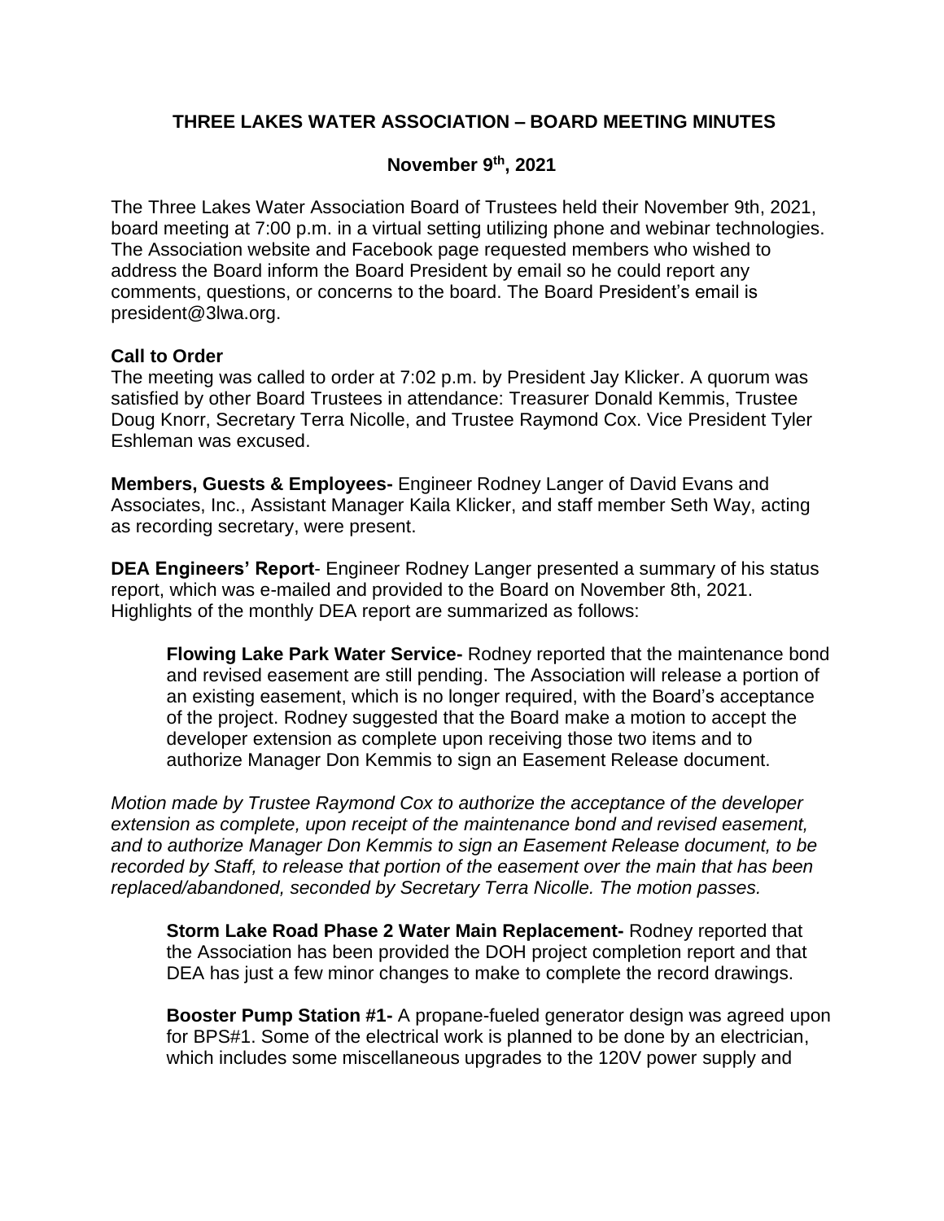# THREE LAKES WATER ASSOCIATION – BOARD MEETING MINUTES

## November 9th, 2021

The Three Lakes Water Association Board of Trustees held their November 9th, 2021, board meeting at 7:00 p.m. in a virtual setting utilizing phone and webinar technologies. The Association website and Facebook page requested members who wished to address the Board inform the Board President by email so he could report any comments, questions, or concerns to the board. The Board President's email is president@3lwa.org.

**Call to Order**
The meeting was called to order at 7:02 p.m. by President Jay Klicker. A quorum was satisfied by other Board Trustees in attendance: Treasurer Donald Kemmis, Trustee Doug Knorr, Secretary Terra Nicolle, and Trustee Raymond Cox. Vice President Tyler Eshleman was excused.

**Members, Guests & Employees-** Engineer Rodney Langer of David Evans and Associates, Inc., Assistant Manager Kaila Klicker, and staff member Seth Way, acting as recording secretary, were present.

**DEA Engineers' Report**- Engineer Rodney Langer presented a summary of his status report, which was e-mailed and provided to the Board on November 8th, 2021. Highlights of the monthly DEA report are summarized as follows:

> **Flowing Lake Park Water Service-** Rodney reported that the maintenance bond and revised easement are still pending. The Association will release a portion of an existing easement, which is no longer required, with the Board's acceptance of the project. Rodney suggested that the Board make a motion to accept the developer extension as complete upon receiving those two items and to authorize Manager Don Kemmis to sign an Easement Release document.

*Motion made by Trustee Raymond Cox to authorize the acceptance of the developer extension as complete, upon receipt of the maintenance bond and revised easement, and to authorize Manager Don Kemmis to sign an Easement Release document, to be recorded by Staff, to release that portion of the easement over the main that has been replaced/abandoned, seconded by Secretary Terra Nicolle. The motion passes.*

> **Storm Lake Road Phase 2 Water Main Replacement-** Rodney reported that the Association has been provided the DOH project completion report and that DEA has just a few minor changes to make to complete the record drawings.
>
> **Booster Pump Station #1-** A propane-fueled generator design was agreed upon for BPS#1. Some of the electrical work is planned to be done by an electrician, which includes some miscellaneous upgrades to the 120V power supply and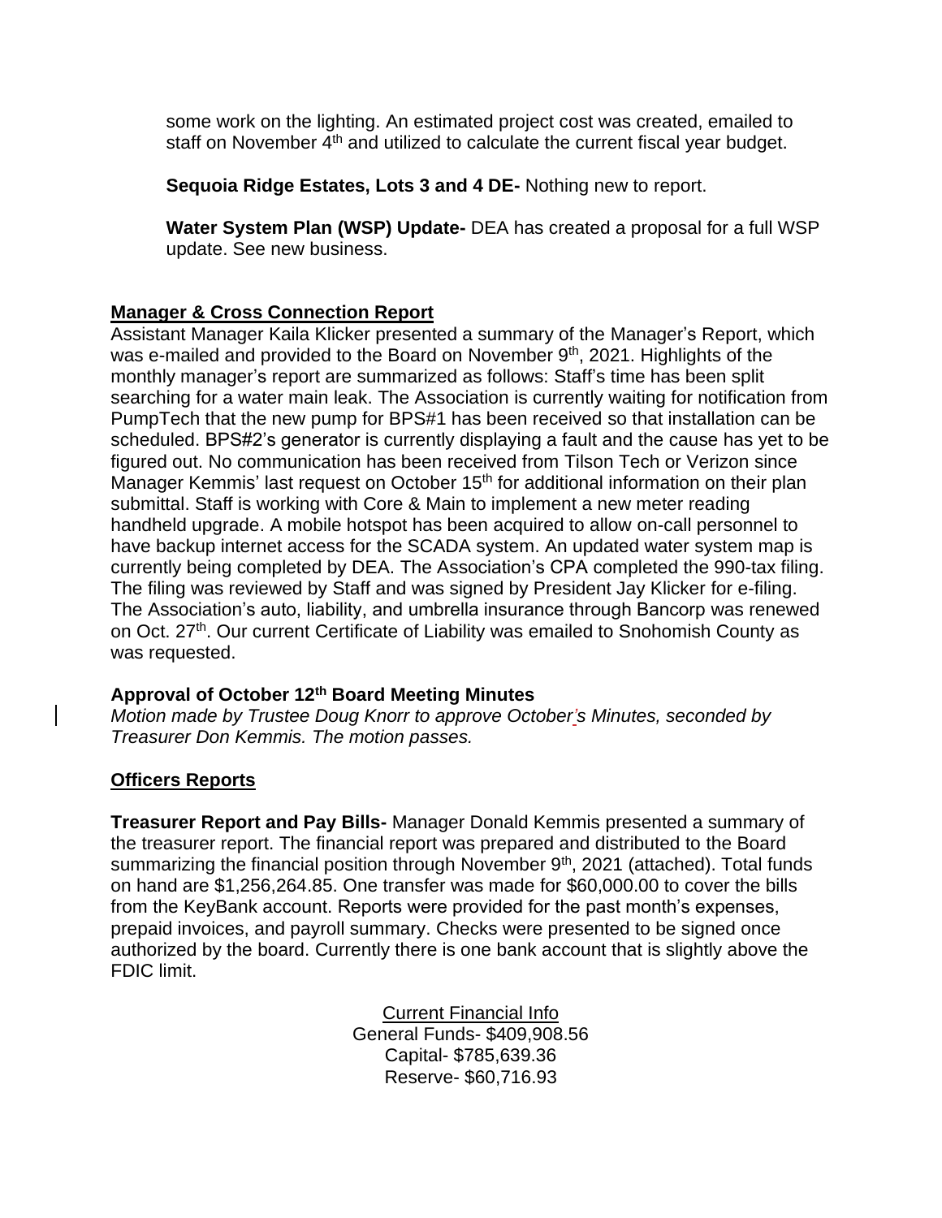some work on the lighting. An estimated project cost was created, emailed to staff on November 4th and utilized to calculate the current fiscal year budget.

**Sequoia Ridge Estates, Lots 3 and 4 DE-** Nothing new to report.

**Water System Plan (WSP) Update-** DEA has created a proposal for a full WSP update. See new business.

## Manager & Cross Connection Report

Assistant Manager Kaila Klicker presented a summary of the Manager's Report, which was e-mailed and provided to the Board on November 9th, 2021. Highlights of the monthly manager's report are summarized as follows: Staff's time has been split searching for a water main leak. The Association is currently waiting for notification from PumpTech that the new pump for BPS#1 has been received so that installation can be scheduled. BPS#2's generator is currently displaying a fault and the cause has yet to be figured out. No communication has been received from Tilson Tech or Verizon since Manager Kemmis' last request on October 15th for additional information on their plan submittal. Staff is working with Core & Main to implement a new meter reading handheld upgrade. A mobile hotspot has been acquired to allow on-call personnel to have backup internet access for the SCADA system. An updated water system map is currently being completed by DEA. The Association's CPA completed the 990-tax filing. The filing was reviewed by Staff and was signed by President Jay Klicker for e-filing. The Association's auto, liability, and umbrella insurance through Bancorp was renewed on Oct. 27th. Our current Certificate of Liability was emailed to Snohomish County as was requested.

### Approval of October 12th Board Meeting Minutes

*Motion made by Trustee Doug Knorr to approve October's Minutes, seconded by Treasurer Don Kemmis. The motion passes.*

## Officers Reports

**Treasurer Report and Pay Bills-** Manager Donald Kemmis presented a summary of the treasurer report. The financial report was prepared and distributed to the Board summarizing the financial position through November 9th, 2021 (attached). Total funds on hand are $1,256,264.85. One transfer was made for $60,000.00 to cover the bills from the KeyBank account. Reports were provided for the past month's expenses, prepaid invoices, and payroll summary. Checks were presented to be signed once authorized by the board. Currently there is one bank account that is slightly above the FDIC limit.

Current Financial Info
General Funds- $409,908.56
Capital- $785,639.36
Reserve- $60,716.93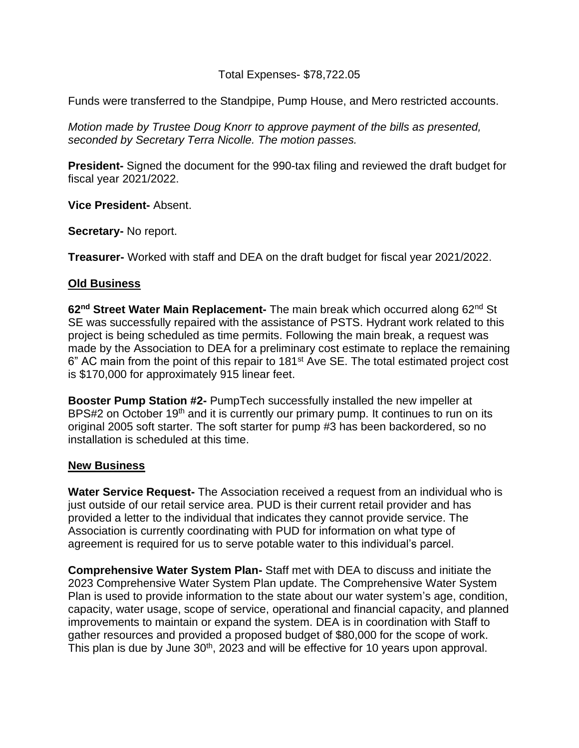Total Expenses- $78,722.05

Funds were transferred to the Standpipe, Pump House, and Mero restricted accounts.

*Motion made by Trustee Doug Knorr to approve payment of the bills as presented, seconded by Secretary Terra Nicolle. The motion passes.*

**President-** Signed the document for the 990-tax filing and reviewed the draft budget for fiscal year 2021/2022.

**Vice President-** Absent.

**Secretary-** No report.

**Treasurer-** Worked with staff and DEA on the draft budget for fiscal year 2021/2022.

## Old Business

**62nd Street Water Main Replacement-** The main break which occurred along 62nd St SE was successfully repaired with the assistance of PSTS. Hydrant work related to this project is being scheduled as time permits. Following the main break, a request was made by the Association to DEA for a preliminary cost estimate to replace the remaining 6" AC main from the point of this repair to 181st Ave SE. The total estimated project cost is $170,000 for approximately 915 linear feet.

**Booster Pump Station #2-** PumpTech successfully installed the new impeller at BPS#2 on October 19th and it is currently our primary pump. It continues to run on its original 2005 soft starter. The soft starter for pump #3 has been backordered, so no installation is scheduled at this time.

## New Business

**Water Service Request-** The Association received a request from an individual who is just outside of our retail service area. PUD is their current retail provider and has provided a letter to the individual that indicates they cannot provide service. The Association is currently coordinating with PUD for information on what type of agreement is required for us to serve potable water to this individual's parcel.

**Comprehensive Water System Plan-** Staff met with DEA to discuss and initiate the 2023 Comprehensive Water System Plan update. The Comprehensive Water System Plan is used to provide information to the state about our water system's age, condition, capacity, water usage, scope of service, operational and financial capacity, and planned improvements to maintain or expand the system. DEA is in coordination with Staff to gather resources and provided a proposed budget of $80,000 for the scope of work. This plan is due by June 30th, 2023 and will be effective for 10 years upon approval.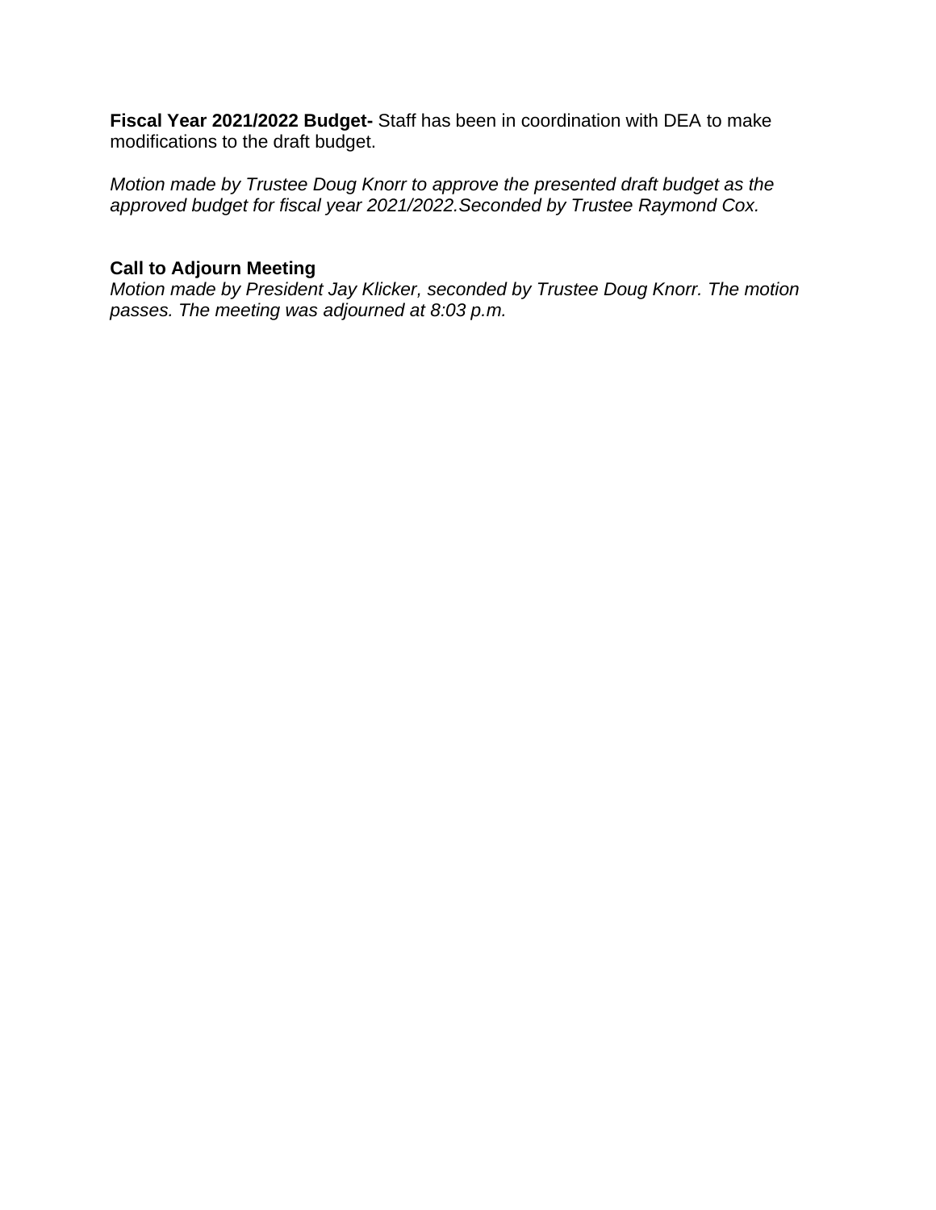**Fiscal Year 2021/2022 Budget-** Staff has been in coordination with DEA to make modifications to the draft budget.

*Motion made by Trustee Doug Knorr to approve the presented draft budget as the approved budget for fiscal year 2021/2022.Seconded by Trustee Raymond Cox.*

**Call to Adjourn Meeting**

*Motion made by President Jay Klicker, seconded by Trustee Doug Knorr. The motion passes. The meeting was adjourned at 8:03 p.m.*